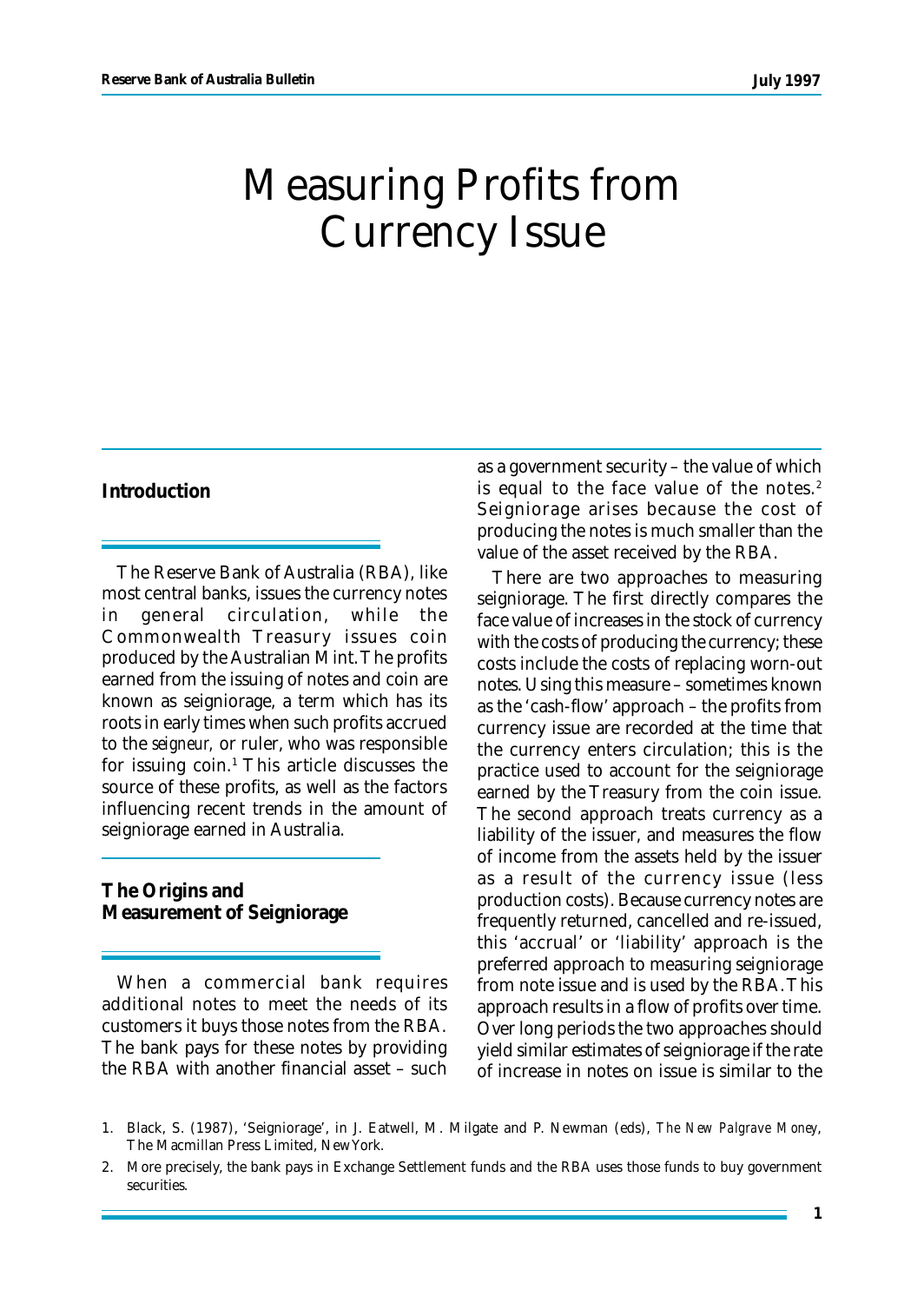# Measuring Profits from Currency Issue

## Introduction

The Reserve Bank of Australia (RBA), like most central banks, issues the currency notes in general circulation, while the Commonwealth Treasury issues coin produced by the Australian Mint. The profits earned from the issuing of notes and coin are known as seigniorage, a term which has its roots in early times when such profits accrued to the *seigneur,* or ruler, who was responsible for issuing coin.[1] This article discusses the source of these profits, as well as the factors influencing recent trends in the amount of seigniorage earned in Australia.

## The Origins and Measurement of Seigniorage

When a commercial bank requires additional notes to meet the needs of its customers it buys those notes from the RBA. The bank pays for these notes by providing the RBA with another financial asset – such as a government security – the value of which is equal to the face value of the notes.[2] Seigniorage arises because the cost of producing the notes is much smaller than the value of the asset received by the RBA.

There are two approaches to measuring seigniorage. The first directly compares the face value of increases in the stock of currency with the costs of producing the currency; these costs include the costs of replacing worn-out notes. Using this measure – sometimes known as the 'cash-flow' approach – the profits from currency issue are recorded at the time that the currency enters circulation; this is the practice used to account for the seigniorage earned by the Treasury from the coin issue. The second approach treats currency as a liability of the issuer, and measures the flow of income from the assets held by the issuer as a result of the currency issue (less production costs). Because currency notes are frequently returned, cancelled and re-issued, this 'accrual' or 'liability' approach is the preferred approach to measuring seigniorage from note issue and is used by the RBA. This approach results in a flow of profits over time. Over long periods the two approaches should yield similar estimates of seigniorage if the rate of increase in notes on issue is similar to the

1. Black, S. (1987), 'Seigniorage', in J. Eatwell, M. Milgate and P. Newman (eds), *The New Palgrave Money*, The Macmillan Press Limited, New York.

2. More precisely, the bank pays in Exchange Settlement funds and the RBA uses those funds to buy government securities.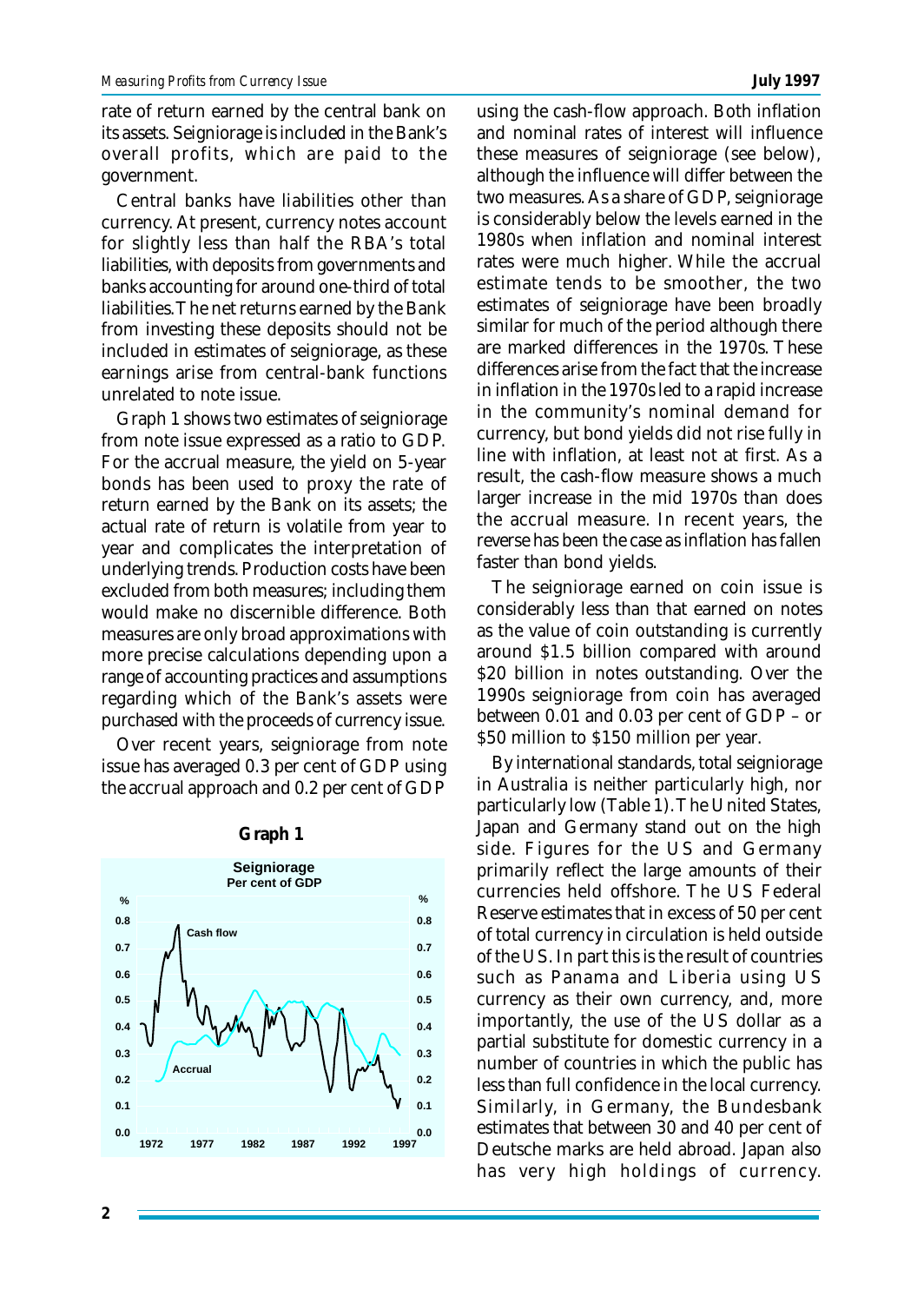rate of return earned by the central bank on its assets. Seigniorage is included in the Bank's overall profits, which are paid to the government.

Central banks have liabilities other than currency. At present, currency notes account for slightly less than half the RBA's total liabilities, with deposits from governments and banks accounting for around one-third of total liabilities. The net returns earned by the Bank from investing these deposits should not be included in estimates of seigniorage, as these earnings arise from central-bank functions unrelated to note issue.

Graph 1 shows two estimates of seigniorage from note issue expressed as a ratio to GDP. For the accrual measure, the yield on 5-year bonds has been used to proxy the rate of return earned by the Bank on its assets; the actual rate of return is volatile from year to year and complicates the interpretation of underlying trends. Production costs have been excluded from both measures; including them would make no discernible difference. Both measures are only broad approximations with more precise calculations depending upon a range of accounting practices and assumptions regarding which of the Bank's assets were purchased with the proceeds of currency issue.

Over recent years, seigniorage from note issue has averaged 0.3 per cent of GDP using the accrual approach and 0.2 per cent of GDP using the cash-flow approach. Both inflation and nominal rates of interest will influence these measures of seigniorage (see below), although the influence will differ between the two measures. As a share of GDP, seigniorage is considerably below the levels earned in the 1980s when inflation and nominal interest rates were much higher. While the accrual estimate tends to be smoother, the two estimates of seigniorage have been broadly similar for much of the period although there are marked differences in the 1970s. These differences arise from the fact that the increase in inflation in the 1970s led to a rapid increase in the community's nominal demand for currency, but bond yields did not rise fully in line with inflation, at least not at first. As a result, the cash-flow measure shows a much larger increase in the mid 1970s than does the accrual measure. In recent years, the reverse has been the case as inflation has fallen faster than bond yields.

**Graph 1**

Seigniorage
Per cent of GDP

The seigniorage earned on coin issue is considerably less than that earned on notes as the value of coin outstanding is currently around \$1.5 billion compared with around \$20 billion in notes outstanding. Over the 1990s seigniorage from coin has averaged between 0.01 and 0.03 per cent of GDP – or \$50 million to \$150 million per year.

By international standards, total seigniorage in Australia is neither particularly high, nor particularly low (Table 1). The United States, Japan and Germany stand out on the high side. Figures for the US and Germany primarily reflect the large amounts of their currencies held offshore. The US Federal Reserve estimates that in excess of 50 per cent of total currency in circulation is held outside of the US. In part this is the result of countries such as Panama and Liberia using US currency as their own currency, and, more importantly, the use of the US dollar as a partial substitute for domestic currency in a number of countries in which the public has less than full confidence in the local currency. Similarly, in Germany, the Bundesbank estimates that between 30 and 40 per cent of Deutsche marks are held abroad. Japan also has very high holdings of currency.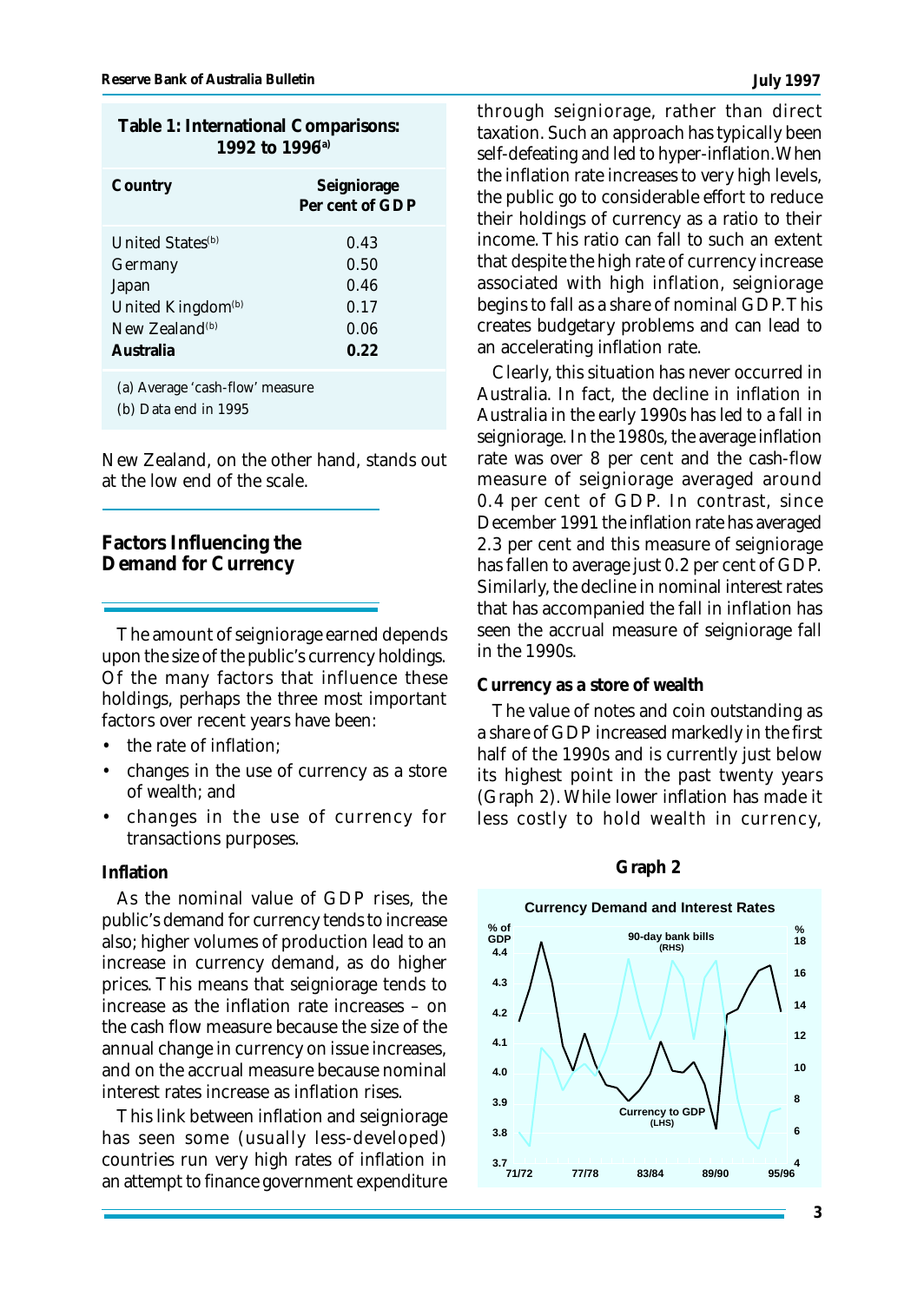**Table 1: International Comparisons: 1992 to 1996[a]**

| Country | Seigniorage Per cent of GDP |
|---|---|
| United States[b] | 0.43 |
| Germany | 0.50 |
| Japan | 0.46 |
| United Kingdom[b] | 0.17 |
| New Zealand[b] | 0.06 |
| **Australia** | **0.22** |

(a) Average 'cash-flow' measure
(b) Data end in 1995

New Zealand, on the other hand, stands out at the low end of the scale.

## Factors Influencing the Demand for Currency

The amount of seigniorage earned depends upon the size of the public's currency holdings. Of the many factors that influence these holdings, perhaps the three most important factors over recent years have been:

- the rate of inflation;
- changes in the use of currency as a store of wealth; and
- changes in the use of currency for transactions purposes.

### Inflation

As the nominal value of GDP rises, the public's demand for currency tends to increase also; higher volumes of production lead to an increase in currency demand, as do higher prices. This means that seigniorage tends to increase as the inflation rate increases – on the cash flow measure because the size of the annual change in currency on issue increases, and on the accrual measure because nominal interest rates increase as inflation rises.

This link between inflation and seigniorage has seen some (usually less-developed) countries run very high rates of inflation in an attempt to finance government expenditure through seigniorage, rather than direct taxation. Such an approach has typically been self-defeating and led to hyper-inflation. When the inflation rate increases to very high levels, the public go to considerable effort to reduce their holdings of currency as a ratio to their income. This ratio can fall to such an extent that despite the high rate of currency increase associated with high inflation, seigniorage begins to fall as a share of nominal GDP. This creates budgetary problems and can lead to an accelerating inflation rate.

Clearly, this situation has never occurred in Australia. In fact, the decline in inflation in Australia in the early 1990s has led to a fall in seigniorage. In the 1980s, the average inflation rate was over 8 per cent and the cash-flow measure of seigniorage averaged around 0.4 per cent of GDP. In contrast, since December 1991 the inflation rate has averaged 2.3 per cent and this measure of seigniorage has fallen to average just 0.2 per cent of GDP. Similarly, the decline in nominal interest rates that has accompanied the fall in inflation has seen the accrual measure of seigniorage fall in the 1990s.

### Currency as a store of wealth

The value of notes and coin outstanding as a share of GDP increased markedly in the first half of the 1990s and is currently just below its highest point in the past twenty years (Graph 2). While lower inflation has made it less costly to hold wealth in currency,

**Graph 2**

Currency Demand and Interest Rates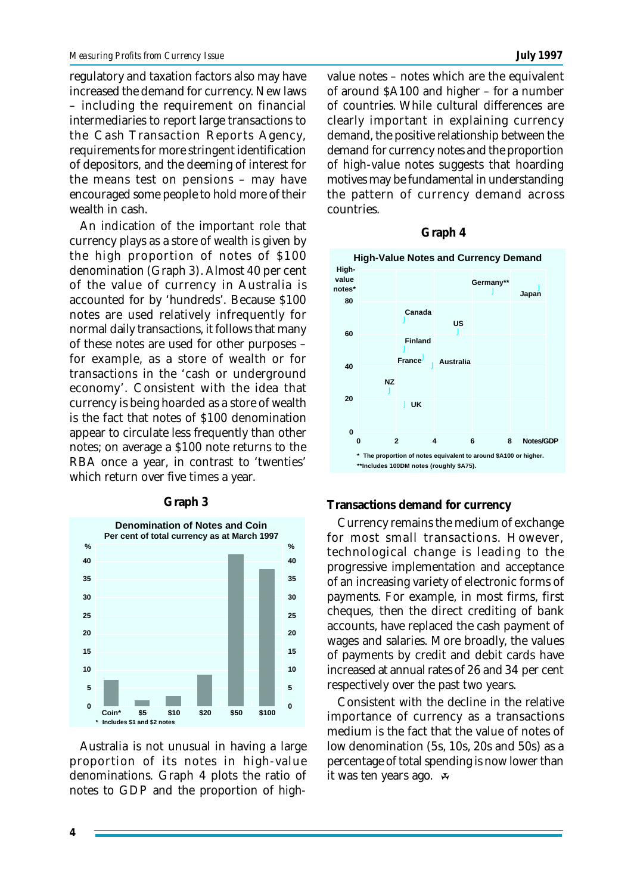regulatory and taxation factors also may have increased the demand for currency. New laws – including the requirement on financial intermediaries to report large transactions to the Cash Transaction Reports Agency, requirements for more stringent identification of depositors, and the deeming of interest for the means test on pensions – may have encouraged some people to hold more of their wealth in cash.

An indication of the important role that currency plays as a store of wealth is given by the high proportion of notes of $100 denomination (Graph 3). Almost 40 per cent of the value of currency in Australia is accounted for by 'hundreds'. Because $100 notes are used relatively infrequently for normal daily transactions, it follows that many of these notes are used for other purposes – for example, as a store of wealth or for transactions in the 'cash or underground economy'. Consistent with the idea that currency is being hoarded as a store of wealth is the fact that notes of $100 denomination appear to circulate less frequently than other notes; on average a $100 note returns to the RBA once a year, in contrast to 'twenties' which return over five times a year.

**Graph 3**

Denomination of Notes and Coin
Per cent of total currency as at March 1997

%
40
35
30
25
20
15
10
5
0

Coin* $5 $10 $20 $50 $100

\* Includes $1 and $2 notes

Australia is not unusual in having a large proportion of its notes in high-value denominations. Graph 4 plots the ratio of notes to GDP and the proportion of high-value notes – notes which are the equivalent of around $A100 and higher – for a number of countries. While cultural differences are clearly important in explaining currency demand, the positive relationship between the demand for currency notes and the proportion of high-value notes suggests that hoarding motives may be fundamental in understanding the pattern of currency demand across countries.

**Graph 4**

High-Value Notes and Currency Demand

High-value notes*
80
60
40
20
0

0 2 4 6 8 Notes/GDP

Germany** Japan Canada US Finland France Australia NZ UK

\* The proportion of notes equivalent to around $A100 or higher.
\*\*Includes 100DM notes (roughly $A75).

### Transactions demand for currency

Currency remains the medium of exchange for most small transactions. However, technological change is leading to the progressive implementation and acceptance of an increasing variety of electronic forms of payments. For example, in most firms, first cheques, then the direct crediting of bank accounts, have replaced the cash payment of wages and salaries. More broadly, the values of payments by credit and debit cards have increased at annual rates of 26 and 34 per cent respectively over the past two years.

Consistent with the decline in the relative importance of currency as a transactions medium is the fact that the value of notes of low denomination (5s, 10s, 20s and 50s) as a percentage of total spending is now lower than it was ten years ago.